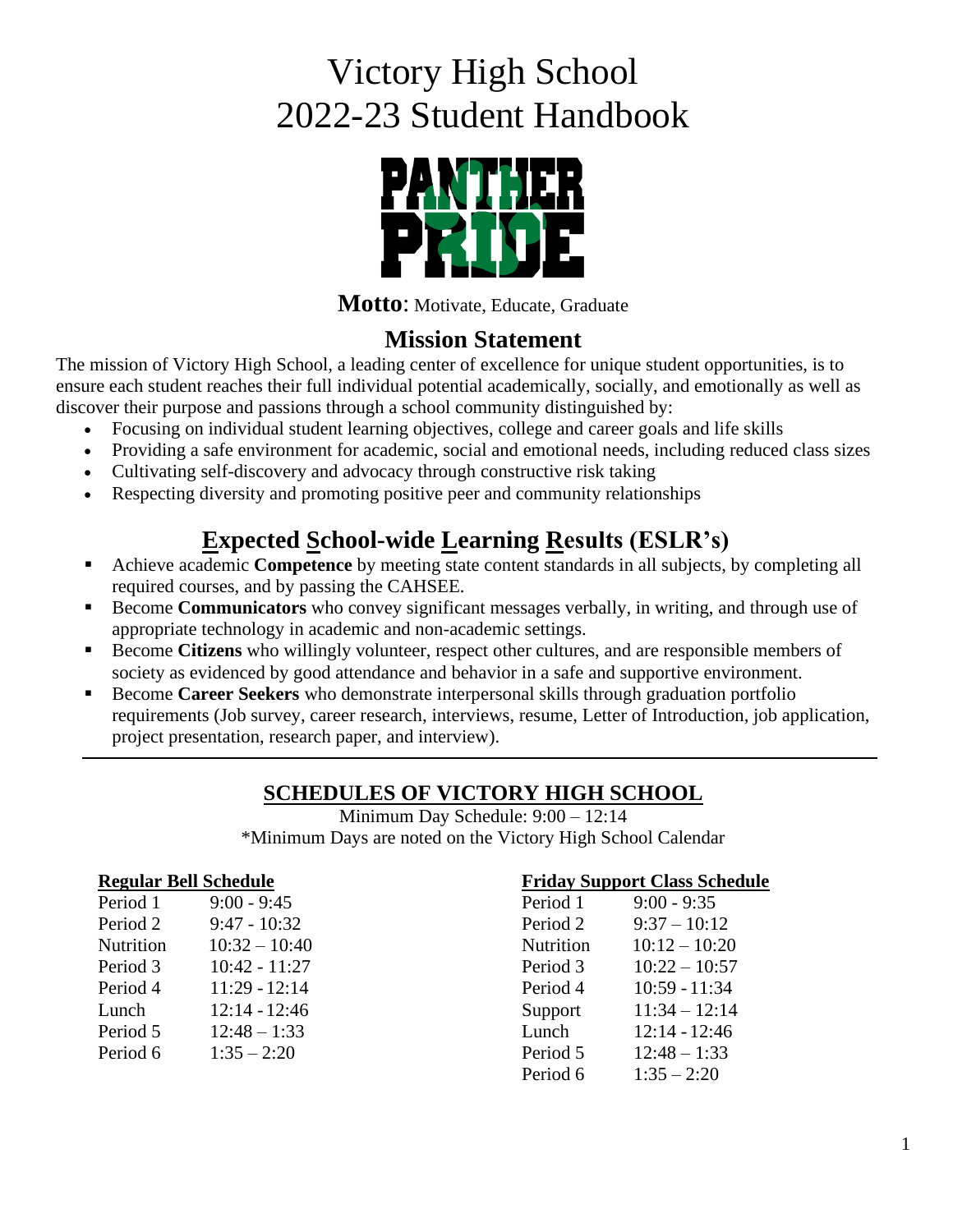# Victory High School
# 2022-23 Student Handbook

**Motto**: Motivate, Educate, Graduate

## Mission Statement

The mission of Victory High School, a leading center of excellence for unique student opportunities, is to ensure each student reaches their full individual potential academically, socially, and emotionally as well as discover their purpose and passions through a school community distinguished by:

- Focusing on individual student learning objectives, college and career goals and life skills
- Providing a safe environment for academic, social and emotional needs, including reduced class sizes
- Cultivating self-discovery and advocacy through constructive risk taking
- Respecting diversity and promoting positive peer and community relationships

## Expected School-wide Learning Results (ESLR's)

- Achieve academic **Competence** by meeting state content standards in all subjects, by completing all required courses, and by passing the CAHSEE.
- Become **Communicators** who convey significant messages verbally, in writing, and through use of appropriate technology in academic and non-academic settings.
- Become **Citizens** who willingly volunteer, respect other cultures, and are responsible members of society as evidenced by good attendance and behavior in a safe and supportive environment.
- Become **Career Seekers** who demonstrate interpersonal skills through graduation portfolio requirements (Job survey, career research, interviews, resume, Letter of Introduction, job application, project presentation, research paper, and interview).

---

## SCHEDULES OF VICTORY HIGH SCHOOL

Minimum Day Schedule: 9:00 – 12:14

*Minimum Days are noted on the Victory High School Calendar

**Regular Bell Schedule**

| | |
|---|---|
| Period 1 | 9:00 - 9:45 |
| Period 2 | 9:47 - 10:32 |
| Nutrition | 10:32 – 10:40 |
| Period 3 | 10:42 - 11:27 |
| Period 4 | 11:29 - 12:14 |
| Lunch | 12:14 - 12:46 |
| Period 5 | 12:48 – 1:33 |
| Period 6 | 1:35 – 2:20 |

**Friday Support Class Schedule**

| | |
|---|---|
| Period 1 | 9:00 - 9:35 |
| Period 2 | 9:37 – 10:12 |
| Nutrition | 10:12 – 10:20 |
| Period 3 | 10:22 – 10:57 |
| Period 4 | 10:59 - 11:34 |
| Support | 11:34 – 12:14 |
| Lunch | 12:14 - 12:46 |
| Period 5 | 12:48 – 1:33 |
| Period 6 | 1:35 – 2:20 |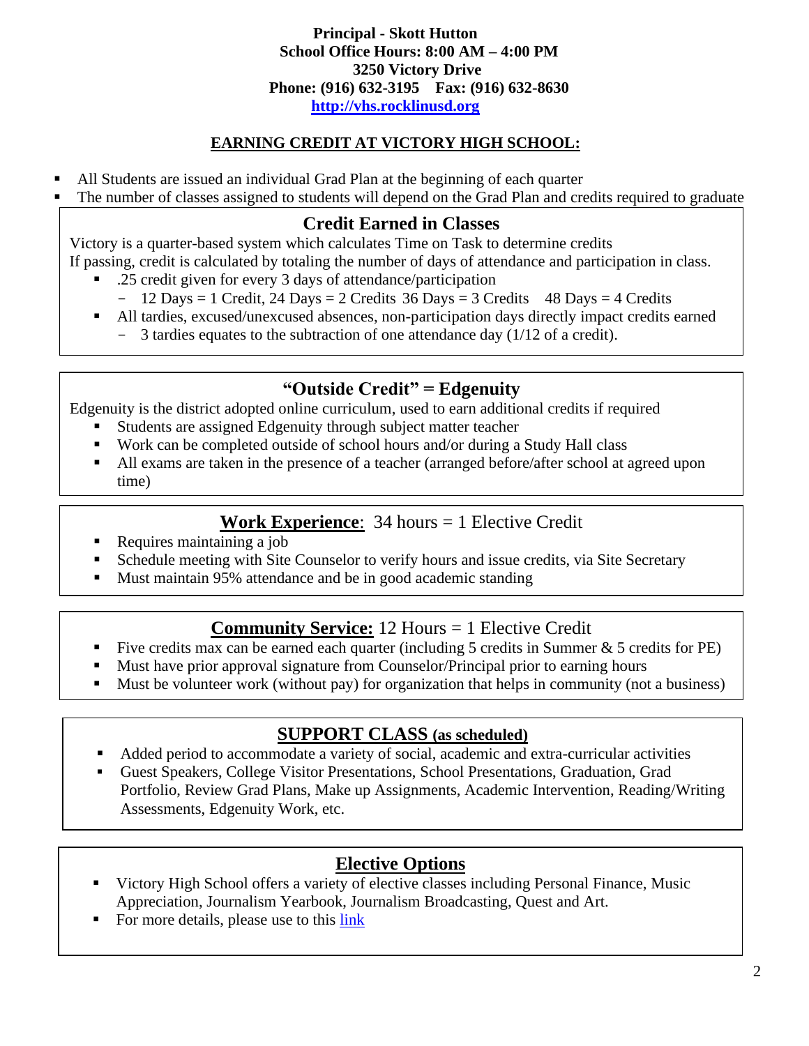**Principal - Skott Hutton**
**School Office Hours: 8:00 AM – 4:00 PM**
**3250 Victory Drive**
**Phone: (916) 632-3195 Fax: (916) 632-8630**
**[http://vhs.rocklinusd.org](http://vhs.rocklinusd.org)**

## EARNING CREDIT AT VICTORY HIGH SCHOOL:

- All Students are issued an individual Grad Plan at the beginning of each quarter
- The number of classes assigned to students will depend on the Grad Plan and credits required to graduate

### Credit Earned in Classes

Victory is a quarter-based system which calculates Time on Task to determine credits
If passing, credit is calculated by totaling the number of days of attendance and participation in class.

- .25 credit given for every 3 days of attendance/participation
  - 12 Days = 1 Credit, 24 Days = 2 Credits 36 Days = 3 Credits 48 Days = 4 Credits
- All tardies, excused/unexcused absences, non-participation days directly impact credits earned
  - 3 tardies equates to the subtraction of one attendance day (1/12 of a credit).

### "Outside Credit" = Edgenuity

Edgenuity is the district adopted online curriculum, used to earn additional credits if required

- Students are assigned Edgenuity through subject matter teacher
- Work can be completed outside of school hours and/or during a Study Hall class
- All exams are taken in the presence of a teacher (arranged before/after school at agreed upon time)

### Work Experience: 34 hours = 1 Elective Credit

- Requires maintaining a job
- Schedule meeting with Site Counselor to verify hours and issue credits, via Site Secretary
- Must maintain 95% attendance and be in good academic standing

### Community Service: 12 Hours = 1 Elective Credit

- Five credits max can be earned each quarter (including 5 credits in Summer & 5 credits for PE)
- Must have prior approval signature from Counselor/Principal prior to earning hours
- Must be volunteer work (without pay) for organization that helps in community (not a business)

### SUPPORT CLASS (as scheduled)

- Added period to accommodate a variety of social, academic and extra-curricular activities
- Guest Speakers, College Visitor Presentations, School Presentations, Graduation, Grad Portfolio, Review Grad Plans, Make up Assignments, Academic Intervention, Reading/Writing Assessments, Edgenuity Work, etc.

### Elective Options

- Victory High School offers a variety of elective classes including Personal Finance, Music Appreciation, Journalism Yearbook, Journalism Broadcasting, Quest and Art.
- For more details, please use to this link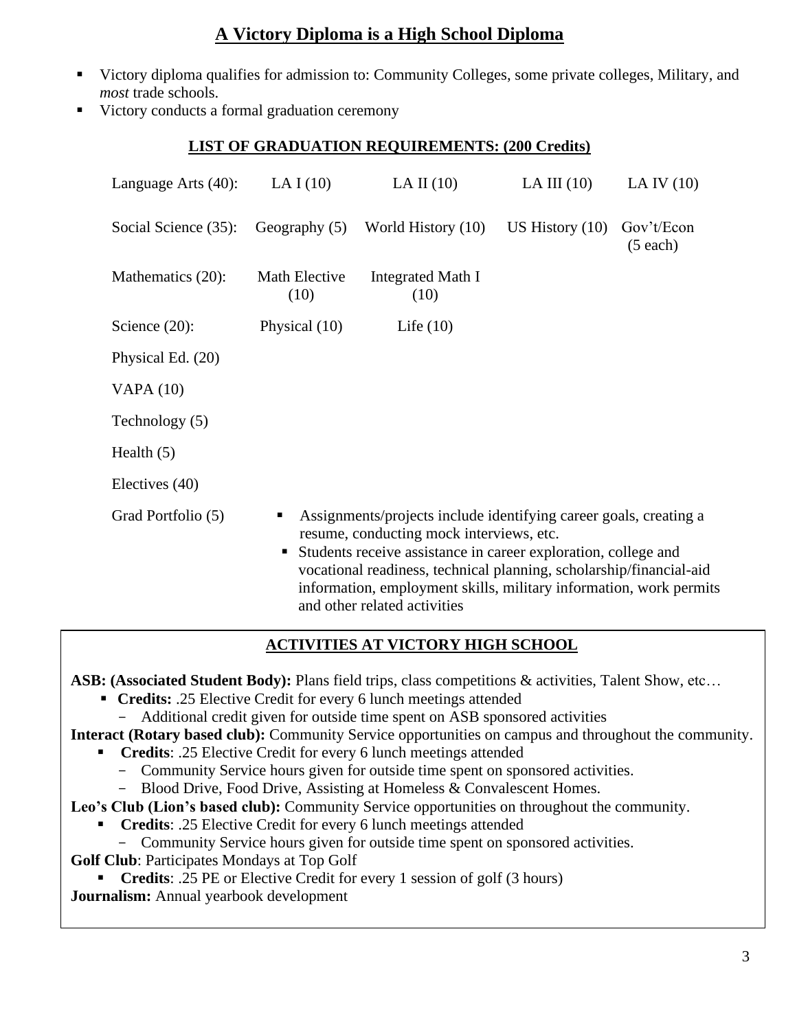# A Victory Diploma is a High School Diploma

- Victory diploma qualifies for admission to: Community Colleges, some private colleges, Military, and *most* trade schools.
- Victory conducts a formal graduation ceremony

## LIST OF GRADUATION REQUIREMENTS: (200 Credits)

| | | | | |
|---|---|---|---|---|
| Language Arts (40): | LA I (10) | LA II (10) | LA III (10) | LA IV (10) |
| Social Science (35): | Geography (5) | World History (10) | US History (10) | Gov't/Econ (5 each) |
| Mathematics (20): | Math Elective (10) | Integrated Math I (10) | | |
| Science (20): | Physical (10) | Life (10) | | |
| Physical Ed. (20) | | | | |
| VAPA (10) | | | | |
| Technology (5) | | | | |
| Health (5) | | | | |
| Electives (40) | | | | |

Grad Portfolio (5)

- Assignments/projects include identifying career goals, creating a resume, conducting mock interviews, etc.
- Students receive assistance in career exploration, college and vocational readiness, technical planning, scholarship/financial-aid information, employment skills, military information, work permits and other related activities

## ACTIVITIES AT VICTORY HIGH SCHOOL

**ASB: (Associated Student Body):** Plans field trips, class competitions & activities, Talent Show, etc…

- **Credits:** .25 Elective Credit for every 6 lunch meetings attended
  - Additional credit given for outside time spent on ASB sponsored activities

**Interact (Rotary based club):** Community Service opportunities on campus and throughout the community.

- **Credits**: .25 Elective Credit for every 6 lunch meetings attended
  - Community Service hours given for outside time spent on sponsored activities.
  - Blood Drive, Food Drive, Assisting at Homeless & Convalescent Homes.

**Leo's Club (Lion's based club):** Community Service opportunities on throughout the community.

- **Credits**: .25 Elective Credit for every 6 lunch meetings attended
  - Community Service hours given for outside time spent on sponsored activities.

**Golf Club**: Participates Mondays at Top Golf

- **Credits**: .25 PE or Elective Credit for every 1 session of golf (3 hours)

**Journalism:** Annual yearbook development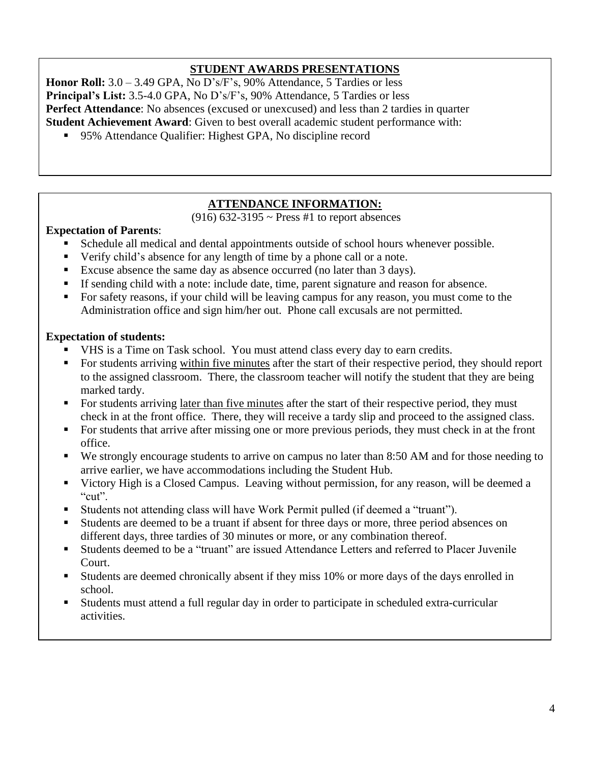## STUDENT AWARDS PRESENTATIONS

**Honor Roll:** 3.0 – 3.49 GPA, No D's/F's, 90% Attendance, 5 Tardies or less
**Principal's List:** 3.5-4.0 GPA, No D's/F's, 90% Attendance, 5 Tardies or less
**Perfect Attendance**: No absences (excused or unexcused) and less than 2 tardies in quarter
**Student Achievement Award**: Given to best overall academic student performance with:

- 95% Attendance Qualifier: Highest GPA, No discipline record

## ATTENDANCE INFORMATION:

(916) 632-3195 ~ Press #1 to report absences

**Expectation of Parents**:

- Schedule all medical and dental appointments outside of school hours whenever possible.
- Verify child's absence for any length of time by a phone call or a note.
- Excuse absence the same day as absence occurred (no later than 3 days).
- If sending child with a note: include date, time, parent signature and reason for absence.
- For safety reasons, if your child will be leaving campus for any reason, you must come to the Administration office and sign him/her out. Phone call excusals are not permitted.

**Expectation of students:**

- VHS is a Time on Task school. You must attend class every day to earn credits.
- For students arriving within five minutes after the start of their respective period, they should report to the assigned classroom. There, the classroom teacher will notify the student that they are being marked tardy.
- For students arriving later than five minutes after the start of their respective period, they must check in at the front office. There, they will receive a tardy slip and proceed to the assigned class.
- For students that arrive after missing one or more previous periods, they must check in at the front office.
- We strongly encourage students to arrive on campus no later than 8:50 AM and for those needing to arrive earlier, we have accommodations including the Student Hub.
- Victory High is a Closed Campus. Leaving without permission, for any reason, will be deemed a "cut".
- Students not attending class will have Work Permit pulled (if deemed a "truant").
- Students are deemed to be a truant if absent for three days or more, three period absences on different days, three tardies of 30 minutes or more, or any combination thereof.
- Students deemed to be a "truant" are issued Attendance Letters and referred to Placer Juvenile Court.
- Students are deemed chronically absent if they miss 10% or more days of the days enrolled in school.
- Students must attend a full regular day in order to participate in scheduled extra-curricular activities.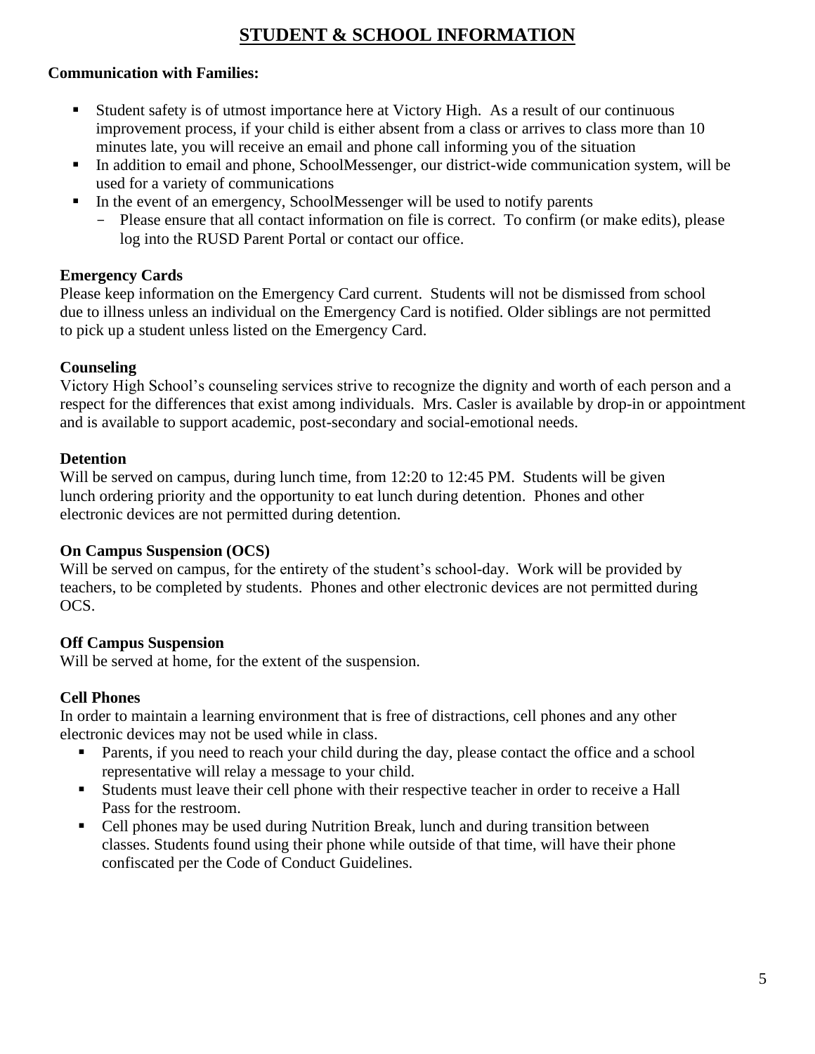# STUDENT & SCHOOL INFORMATION

**Communication with Families:**

- Student safety is of utmost importance here at Victory High. As a result of our continuous improvement process, if your child is either absent from a class or arrives to class more than 10 minutes late, you will receive an email and phone call informing you of the situation
- In addition to email and phone, SchoolMessenger, our district-wide communication system, will be used for a variety of communications
- In the event of an emergency, SchoolMessenger will be used to notify parents
  - Please ensure that all contact information on file is correct. To confirm (or make edits), please log into the RUSD Parent Portal or contact our office.

**Emergency Cards**

Please keep information on the Emergency Card current. Students will not be dismissed from school due to illness unless an individual on the Emergency Card is notified. Older siblings are not permitted to pick up a student unless listed on the Emergency Card.

**Counseling**

Victory High School's counseling services strive to recognize the dignity and worth of each person and a respect for the differences that exist among individuals. Mrs. Casler is available by drop-in or appointment and is available to support academic, post-secondary and social-emotional needs.

**Detention**

Will be served on campus, during lunch time, from 12:20 to 12:45 PM. Students will be given lunch ordering priority and the opportunity to eat lunch during detention. Phones and other electronic devices are not permitted during detention.

**On Campus Suspension (OCS)**

Will be served on campus, for the entirety of the student's school-day. Work will be provided by teachers, to be completed by students. Phones and other electronic devices are not permitted during OCS.

**Off Campus Suspension**

Will be served at home, for the extent of the suspension.

**Cell Phones**

In order to maintain a learning environment that is free of distractions, cell phones and any other electronic devices may not be used while in class.

- Parents, if you need to reach your child during the day, please contact the office and a school representative will relay a message to your child.
- Students must leave their cell phone with their respective teacher in order to receive a Hall Pass for the restroom.
- Cell phones may be used during Nutrition Break, lunch and during transition between classes. Students found using their phone while outside of that time, will have their phone confiscated per the Code of Conduct Guidelines.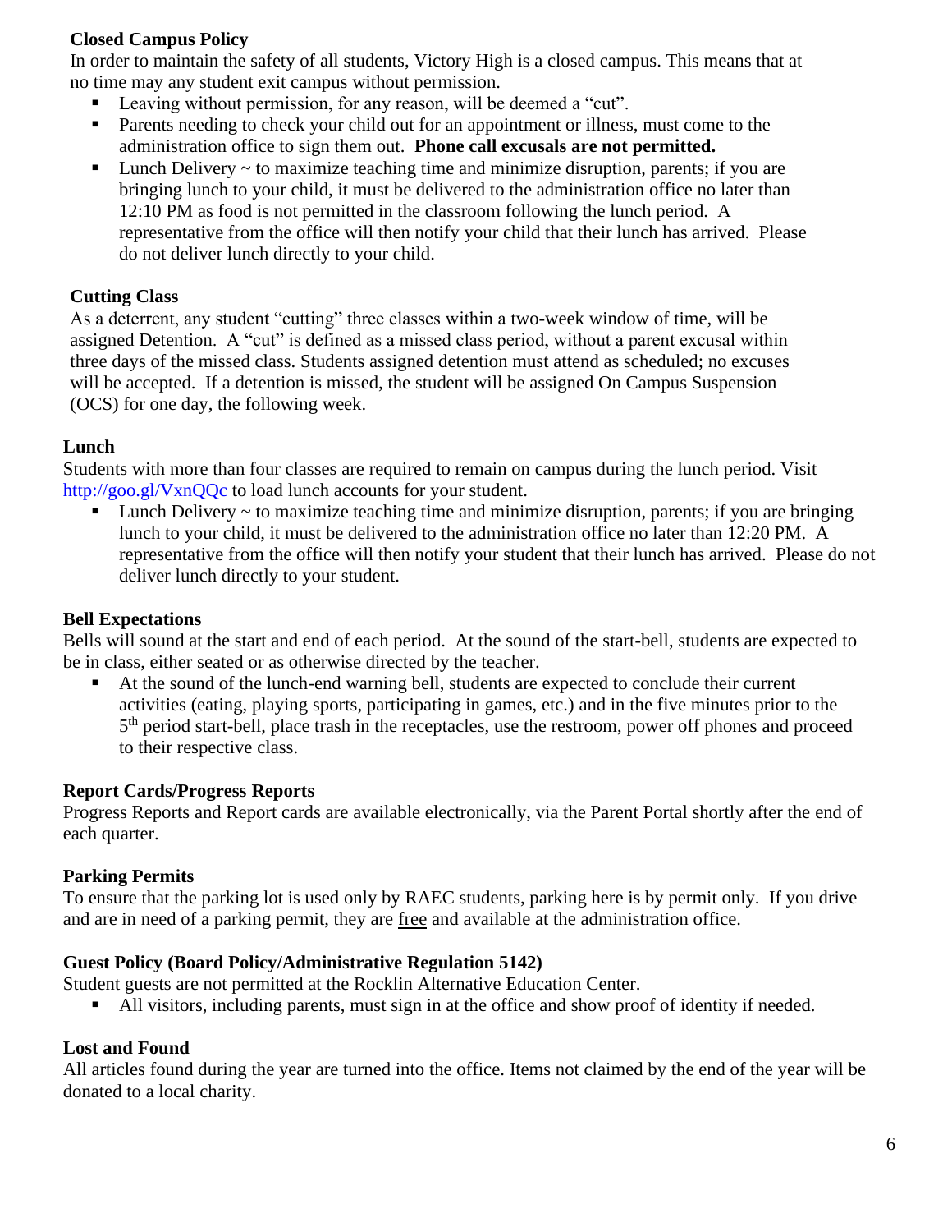### Closed Campus Policy

In order to maintain the safety of all students, Victory High is a closed campus. This means that at no time may any student exit campus without permission.

- Leaving without permission, for any reason, will be deemed a "cut".
- Parents needing to check your child out for an appointment or illness, must come to the administration office to sign them out. **Phone call excusals are not permitted.**
- Lunch Delivery ~ to maximize teaching time and minimize disruption, parents; if you are bringing lunch to your child, it must be delivered to the administration office no later than 12:10 PM as food is not permitted in the classroom following the lunch period. A representative from the office will then notify your child that their lunch has arrived. Please do not deliver lunch directly to your child.

### Cutting Class

As a deterrent, any student "cutting" three classes within a two-week window of time, will be assigned Detention. A "cut" is defined as a missed class period, without a parent excusal within three days of the missed class. Students assigned detention must attend as scheduled; no excuses will be accepted. If a detention is missed, the student will be assigned On Campus Suspension (OCS) for one day, the following week.

### Lunch

Students with more than four classes are required to remain on campus during the lunch period. Visit http://goo.gl/VxnQQc to load lunch accounts for your student.

- Lunch Delivery ~ to maximize teaching time and minimize disruption, parents; if you are bringing lunch to your child, it must be delivered to the administration office no later than 12:20 PM. A representative from the office will then notify your student that their lunch has arrived. Please do not deliver lunch directly to your student.

### Bell Expectations

Bells will sound at the start and end of each period. At the sound of the start-bell, students are expected to be in class, either seated or as otherwise directed by the teacher.

- At the sound of the lunch-end warning bell, students are expected to conclude their current activities (eating, playing sports, participating in games, etc.) and in the five minutes prior to the 5th period start-bell, place trash in the receptacles, use the restroom, power off phones and proceed to their respective class.

### Report Cards/Progress Reports

Progress Reports and Report cards are available electronically, via the Parent Portal shortly after the end of each quarter.

### Parking Permits

To ensure that the parking lot is used only by RAEC students, parking here is by permit only. If you drive and are in need of a parking permit, they are <u>free</u> and available at the administration office.

### Guest Policy (Board Policy/Administrative Regulation 5142)

Student guests are not permitted at the Rocklin Alternative Education Center.

- All visitors, including parents, must sign in at the office and show proof of identity if needed.

### Lost and Found

All articles found during the year are turned into the office. Items not claimed by the end of the year will be donated to a local charity.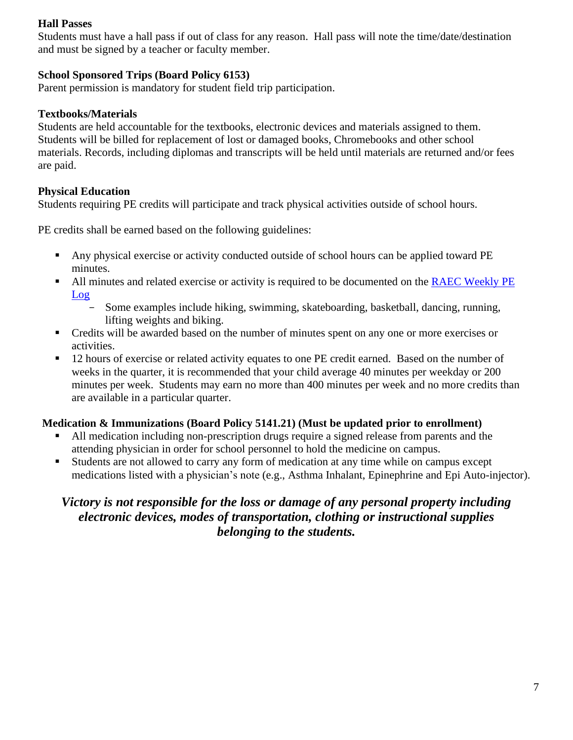**Hall Passes**
Students must have a hall pass if out of class for any reason. Hall pass will note the time/date/destination and must be signed by a teacher or faculty member.

**School Sponsored Trips (Board Policy 6153)**
Parent permission is mandatory for student field trip participation.

**Textbooks/Materials**
Students are held accountable for the textbooks, electronic devices and materials assigned to them. Students will be billed for replacement of lost or damaged books, Chromebooks and other school materials. Records, including diplomas and transcripts will be held until materials are returned and/or fees are paid.

**Physical Education**
Students requiring PE credits will participate and track physical activities outside of school hours.

PE credits shall be earned based on the following guidelines:

- Any physical exercise or activity conducted outside of school hours can be applied toward PE minutes.
- All minutes and related exercise or activity is required to be documented on the RAEC Weekly PE Log
  - Some examples include hiking, swimming, skateboarding, basketball, dancing, running, lifting weights and biking.
- Credits will be awarded based on the number of minutes spent on any one or more exercises or activities.
- 12 hours of exercise or related activity equates to one PE credit earned. Based on the number of weeks in the quarter, it is recommended that your child average 40 minutes per weekday or 200 minutes per week. Students may earn no more than 400 minutes per week and no more credits than are available in a particular quarter.

**Medication & Immunizations (Board Policy 5141.21) (Must be updated prior to enrollment)**

- All medication including non-prescription drugs require a signed release from parents and the attending physician in order for school personnel to hold the medicine on campus.
- Students are not allowed to carry any form of medication at any time while on campus except medications listed with a physician's note (e.g., Asthma Inhalant, Epinephrine and Epi Auto-injector).

***Victory is not responsible for the loss or damage of any personal property including electronic devices, modes of transportation, clothing or instructional supplies belonging to the students.***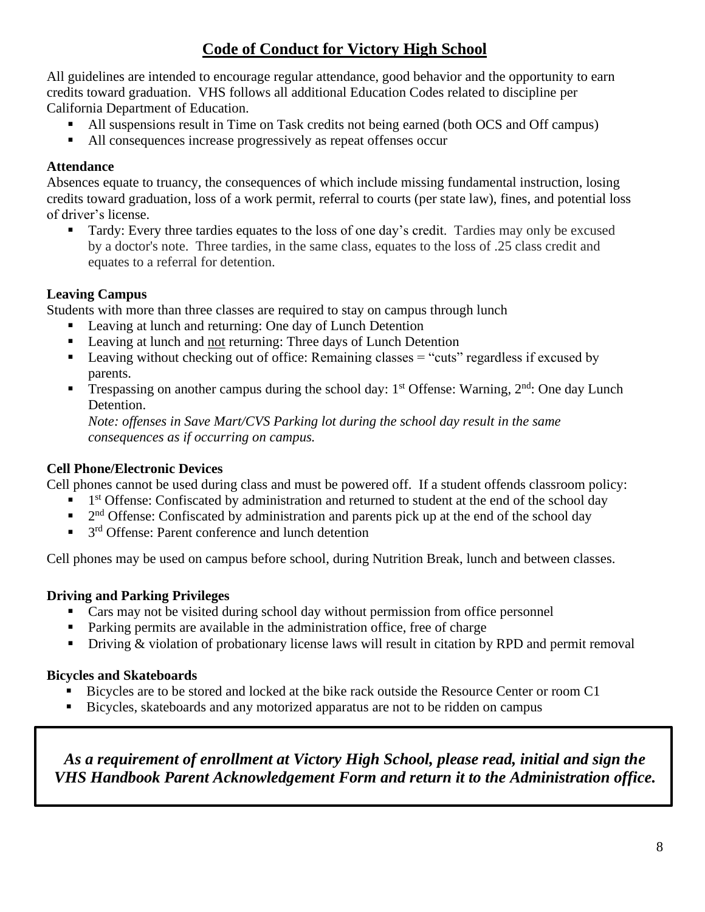# Code of Conduct for Victory High School

All guidelines are intended to encourage regular attendance, good behavior and the opportunity to earn credits toward graduation. VHS follows all additional Education Codes related to discipline per California Department of Education.

- All suspensions result in Time on Task credits not being earned (both OCS and Off campus)
- All consequences increase progressively as repeat offenses occur

**Attendance**

Absences equate to truancy, the consequences of which include missing fundamental instruction, losing credits toward graduation, loss of a work permit, referral to courts (per state law), fines, and potential loss of driver's license.

- Tardy: Every three tardies equates to the loss of one day's credit. Tardies may only be excused by a doctor's note. Three tardies, in the same class, equates to the loss of .25 class credit and equates to a referral for detention.

**Leaving Campus**

Students with more than three classes are required to stay on campus through lunch

- Leaving at lunch and returning: One day of Lunch Detention
- Leaving at lunch and <u>not</u> returning: Three days of Lunch Detention
- Leaving without checking out of office: Remaining classes = "cuts" regardless if excused by parents.
- Trespassing on another campus during the school day: 1st Offense: Warning, 2nd: One day Lunch Detention.
  *Note: offenses in Save Mart/CVS Parking lot during the school day result in the same consequences as if occurring on campus.*

**Cell Phone/Electronic Devices**

Cell phones cannot be used during class and must be powered off. If a student offends classroom policy:

- 1st Offense: Confiscated by administration and returned to student at the end of the school day
- 2nd Offense: Confiscated by administration and parents pick up at the end of the school day
- 3rd Offense: Parent conference and lunch detention

Cell phones may be used on campus before school, during Nutrition Break, lunch and between classes.

**Driving and Parking Privileges**

- Cars may not be visited during school day without permission from office personnel
- Parking permits are available in the administration office, free of charge
- Driving & violation of probationary license laws will result in citation by RPD and permit removal

**Bicycles and Skateboards**

- Bicycles are to be stored and locked at the bike rack outside the Resource Center or room C1
- Bicycles, skateboards and any motorized apparatus are not to be ridden on campus

***As a requirement of enrollment at Victory High School, please read, initial and sign the VHS Handbook Parent Acknowledgement Form and return it to the Administration office.***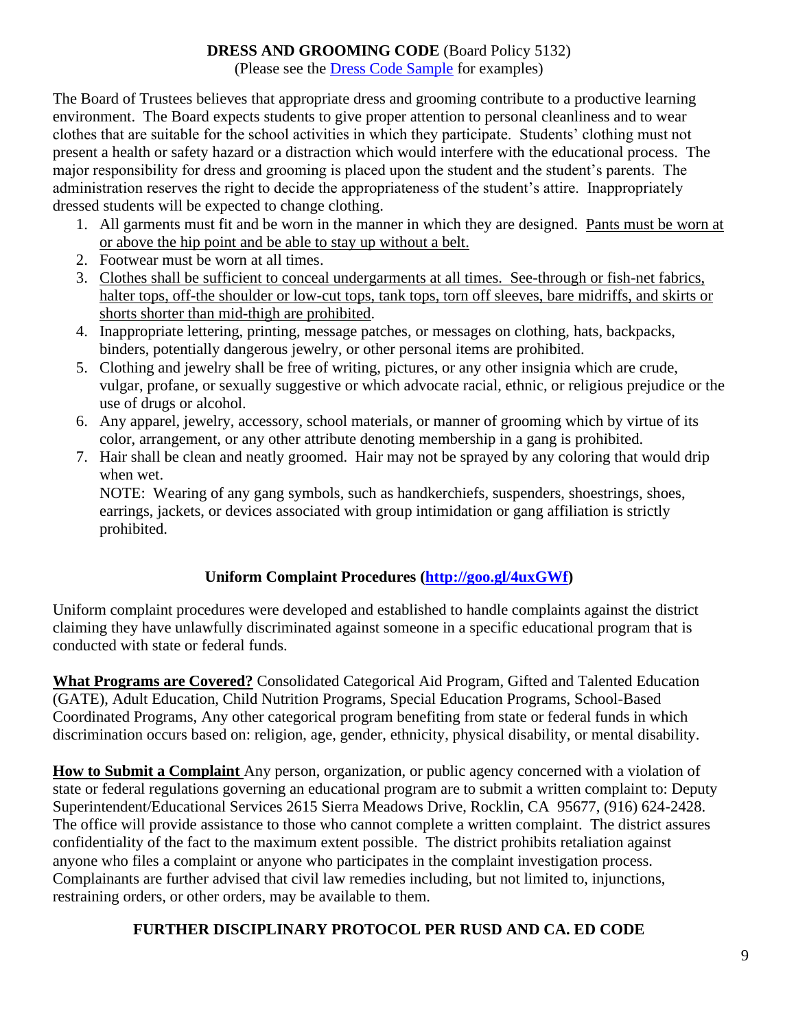**DRESS AND GROOMING CODE** (Board Policy 5132)

(Please see the [Dress Code Sample] for examples)

The Board of Trustees believes that appropriate dress and grooming contribute to a productive learning environment. The Board expects students to give proper attention to personal cleanliness and to wear clothes that are suitable for the school activities in which they participate. Students' clothing must not present a health or safety hazard or a distraction which would interfere with the educational process. The major responsibility for dress and grooming is placed upon the student and the student's parents. The administration reserves the right to decide the appropriateness of the student's attire. Inappropriately dressed students will be expected to change clothing.

1. All garments must fit and be worn in the manner in which they are designed. Pants must be worn at or above the hip point and be able to stay up without a belt.
2. Footwear must be worn at all times.
3. Clothes shall be sufficient to conceal undergarments at all times. See-through or fish-net fabrics, halter tops, off-the shoulder or low-cut tops, tank tops, torn off sleeves, bare midriffs, and skirts or shorts shorter than mid-thigh are prohibited.
4. Inappropriate lettering, printing, message patches, or messages on clothing, hats, backpacks, binders, potentially dangerous jewelry, or other personal items are prohibited.
5. Clothing and jewelry shall be free of writing, pictures, or any other insignia which are crude, vulgar, profane, or sexually suggestive or which advocate racial, ethnic, or religious prejudice or the use of drugs or alcohol.
6. Any apparel, jewelry, accessory, school materials, or manner of grooming which by virtue of its color, arrangement, or any other attribute denoting membership in a gang is prohibited.
7. Hair shall be clean and neatly groomed. Hair may not be sprayed by any coloring that would drip when wet.

   NOTE: Wearing of any gang symbols, such as handkerchiefs, suspenders, shoestrings, shoes, earrings, jackets, or devices associated with group intimidation or gang affiliation is strictly prohibited.

**Uniform Complaint Procedures (http://goo.gl/4uxGWf)**

Uniform complaint procedures were developed and established to handle complaints against the district claiming they have unlawfully discriminated against someone in a specific educational program that is conducted with state or federal funds.

**What Programs are Covered?** Consolidated Categorical Aid Program, Gifted and Talented Education (GATE), Adult Education, Child Nutrition Programs, Special Education Programs, School-Based Coordinated Programs, Any other categorical program benefiting from state or federal funds in which discrimination occurs based on: religion, age, gender, ethnicity, physical disability, or mental disability.

**How to Submit a Complaint** Any person, organization, or public agency concerned with a violation of state or federal regulations governing an educational program are to submit a written complaint to: Deputy Superintendent/Educational Services 2615 Sierra Meadows Drive, Rocklin, CA 95677, (916) 624-2428. The office will provide assistance to those who cannot complete a written complaint. The district assures confidentiality of the fact to the maximum extent possible. The district prohibits retaliation against anyone who files a complaint or anyone who participates in the complaint investigation process. Complainants are further advised that civil law remedies including, but not limited to, injunctions, restraining orders, or other orders, may be available to them.

**FURTHER DISCIPLINARY PROTOCOL PER RUSD AND CA. ED CODE**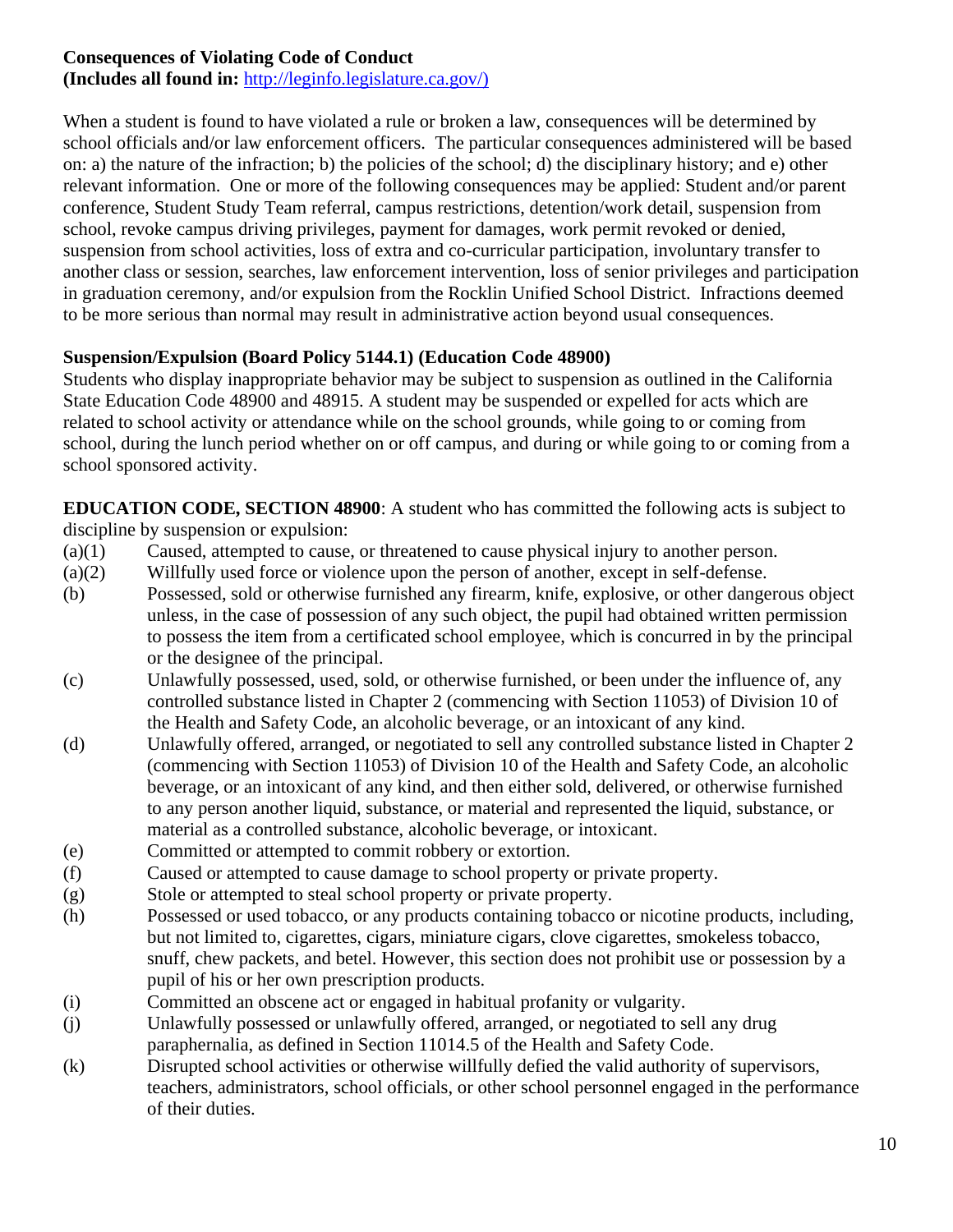**Consequences of Violating Code of Conduct**
**(Includes all found in:** [http://leginfo.legislature.ca.gov/)](http://leginfo.legislature.ca.gov/)

When a student is found to have violated a rule or broken a law, consequences will be determined by school officials and/or law enforcement officers. The particular consequences administered will be based on: a) the nature of the infraction; b) the policies of the school; d) the disciplinary history; and e) other relevant information. One or more of the following consequences may be applied: Student and/or parent conference, Student Study Team referral, campus restrictions, detention/work detail, suspension from school, revoke campus driving privileges, payment for damages, work permit revoked or denied, suspension from school activities, loss of extra and co-curricular participation, involuntary transfer to another class or session, searches, law enforcement intervention, loss of senior privileges and participation in graduation ceremony, and/or expulsion from the Rocklin Unified School District. Infractions deemed to be more serious than normal may result in administrative action beyond usual consequences.

**Suspension/Expulsion (Board Policy 5144.1) (Education Code 48900)**

Students who display inappropriate behavior may be subject to suspension as outlined in the California State Education Code 48900 and 48915. A student may be suspended or expelled for acts which are related to school activity or attendance while on the school grounds, while going to or coming from school, during the lunch period whether on or off campus, and during or while going to or coming from a school sponsored activity.

**EDUCATION CODE, SECTION 48900**: A student who has committed the following acts is subject to discipline by suspension or expulsion:

(a)(1) Caused, attempted to cause, or threatened to cause physical injury to another person.

(a)(2) Willfully used force or violence upon the person of another, except in self-defense.

(b) Possessed, sold or otherwise furnished any firearm, knife, explosive, or other dangerous object unless, in the case of possession of any such object, the pupil had obtained written permission to possess the item from a certificated school employee, which is concurred in by the principal or the designee of the principal.

(c) Unlawfully possessed, used, sold, or otherwise furnished, or been under the influence of, any controlled substance listed in Chapter 2 (commencing with Section 11053) of Division 10 of the Health and Safety Code, an alcoholic beverage, or an intoxicant of any kind.

(d) Unlawfully offered, arranged, or negotiated to sell any controlled substance listed in Chapter 2 (commencing with Section 11053) of Division 10 of the Health and Safety Code, an alcoholic beverage, or an intoxicant of any kind, and then either sold, delivered, or otherwise furnished to any person another liquid, substance, or material and represented the liquid, substance, or material as a controlled substance, alcoholic beverage, or intoxicant.

(e) Committed or attempted to commit robbery or extortion.

(f) Caused or attempted to cause damage to school property or private property.

(g) Stole or attempted to steal school property or private property.

(h) Possessed or used tobacco, or any products containing tobacco or nicotine products, including, but not limited to, cigarettes, cigars, miniature cigars, clove cigarettes, smokeless tobacco, snuff, chew packets, and betel. However, this section does not prohibit use or possession by a pupil of his or her own prescription products.

(i) Committed an obscene act or engaged in habitual profanity or vulgarity.

(j) Unlawfully possessed or unlawfully offered, arranged, or negotiated to sell any drug paraphernalia, as defined in Section 11014.5 of the Health and Safety Code.

(k) Disrupted school activities or otherwise willfully defied the valid authority of supervisors, teachers, administrators, school officials, or other school personnel engaged in the performance of their duties.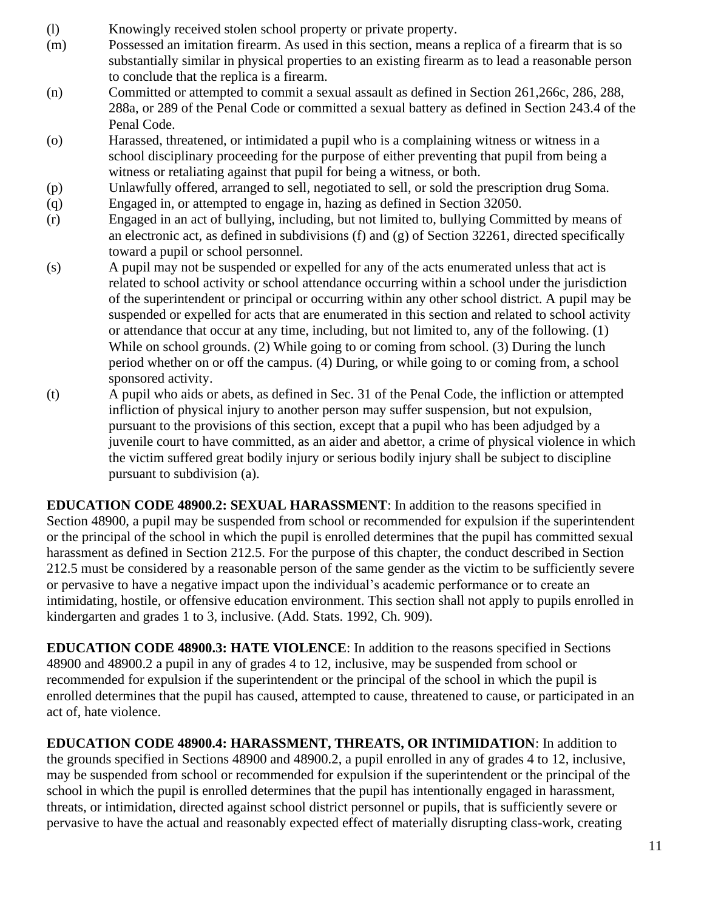(l) Knowingly received stolen school property or private property.

(m) Possessed an imitation firearm. As used in this section, means a replica of a firearm that is so substantially similar in physical properties to an existing firearm as to lead a reasonable person to conclude that the replica is a firearm.

(n) Committed or attempted to commit a sexual assault as defined in Section 261,266c, 286, 288, 288a, or 289 of the Penal Code or committed a sexual battery as defined in Section 243.4 of the Penal Code.

(o) Harassed, threatened, or intimidated a pupil who is a complaining witness or witness in a school disciplinary proceeding for the purpose of either preventing that pupil from being a witness or retaliating against that pupil for being a witness, or both.

(p) Unlawfully offered, arranged to sell, negotiated to sell, or sold the prescription drug Soma.

(q) Engaged in, or attempted to engage in, hazing as defined in Section 32050.

(r) Engaged in an act of bullying, including, but not limited to, bullying Committed by means of an electronic act, as defined in subdivisions (f) and (g) of Section 32261, directed specifically toward a pupil or school personnel.

(s) A pupil may not be suspended or expelled for any of the acts enumerated unless that act is related to school activity or school attendance occurring within a school under the jurisdiction of the superintendent or principal or occurring within any other school district. A pupil may be suspended or expelled for acts that are enumerated in this section and related to school activity or attendance that occur at any time, including, but not limited to, any of the following. (1) While on school grounds. (2) While going to or coming from school. (3) During the lunch period whether on or off the campus. (4) During, or while going to or coming from, a school sponsored activity.

(t) A pupil who aids or abets, as defined in Sec. 31 of the Penal Code, the infliction or attempted infliction of physical injury to another person may suffer suspension, but not expulsion, pursuant to the provisions of this section, except that a pupil who has been adjudged by a juvenile court to have committed, as an aider and abettor, a crime of physical violence in which the victim suffered great bodily injury or serious bodily injury shall be subject to discipline pursuant to subdivision (a).

**EDUCATION CODE 48900.2: SEXUAL HARASSMENT**: In addition to the reasons specified in Section 48900, a pupil may be suspended from school or recommended for expulsion if the superintendent or the principal of the school in which the pupil is enrolled determines that the pupil has committed sexual harassment as defined in Section 212.5. For the purpose of this chapter, the conduct described in Section 212.5 must be considered by a reasonable person of the same gender as the victim to be sufficiently severe or pervasive to have a negative impact upon the individual's academic performance or to create an intimidating, hostile, or offensive education environment. This section shall not apply to pupils enrolled in kindergarten and grades 1 to 3, inclusive. (Add. Stats. 1992, Ch. 909).

**EDUCATION CODE 48900.3: HATE VIOLENCE**: In addition to the reasons specified in Sections 48900 and 48900.2 a pupil in any of grades 4 to 12, inclusive, may be suspended from school or recommended for expulsion if the superintendent or the principal of the school in which the pupil is enrolled determines that the pupil has caused, attempted to cause, threatened to cause, or participated in an act of, hate violence.

**EDUCATION CODE 48900.4: HARASSMENT, THREATS, OR INTIMIDATION**: In addition to the grounds specified in Sections 48900 and 48900.2, a pupil enrolled in any of grades 4 to 12, inclusive, may be suspended from school or recommended for expulsion if the superintendent or the principal of the school in which the pupil is enrolled determines that the pupil has intentionally engaged in harassment, threats, or intimidation, directed against school district personnel or pupils, that is sufficiently severe or pervasive to have the actual and reasonably expected effect of materially disrupting class-work, creating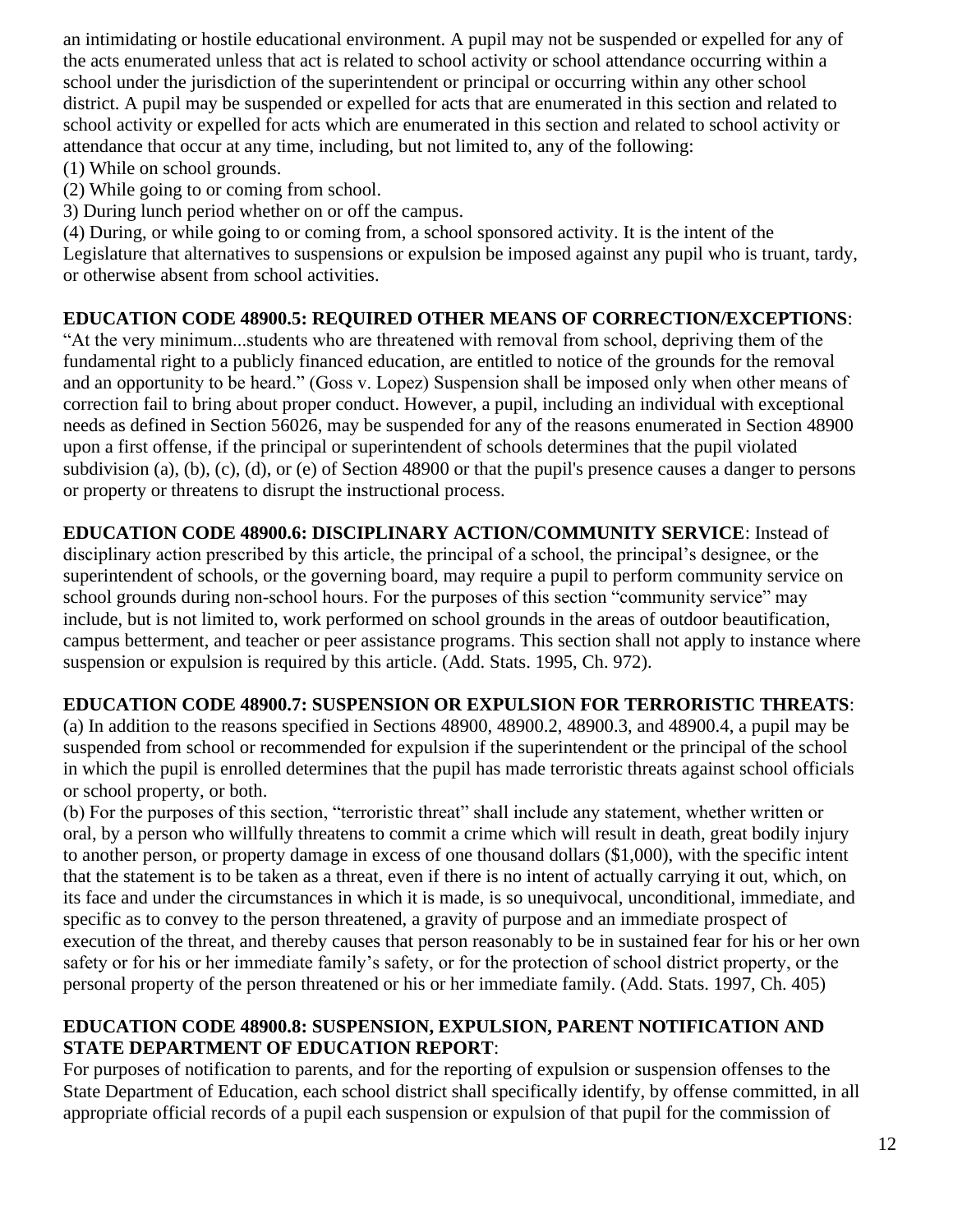an intimidating or hostile educational environment. A pupil may not be suspended or expelled for any of the acts enumerated unless that act is related to school activity or school attendance occurring within a school under the jurisdiction of the superintendent or principal or occurring within any other school district. A pupil may be suspended or expelled for acts that are enumerated in this section and related to school activity or expelled for acts which are enumerated in this section and related to school activity or attendance that occur at any time, including, but not limited to, any of the following:

(1) While on school grounds.
(2) While going to or coming from school.
3) During lunch period whether on or off the campus.
(4) During, or while going to or coming from, a school sponsored activity. It is the intent of the Legislature that alternatives to suspensions or expulsion be imposed against any pupil who is truant, tardy, or otherwise absent from school activities.

**EDUCATION CODE 48900.5: REQUIRED OTHER MEANS OF CORRECTION/EXCEPTIONS**: "At the very minimum...students who are threatened with removal from school, depriving them of the fundamental right to a publicly financed education, are entitled to notice of the grounds for the removal and an opportunity to be heard." (Goss v. Lopez) Suspension shall be imposed only when other means of correction fail to bring about proper conduct. However, a pupil, including an individual with exceptional needs as defined in Section 56026, may be suspended for any of the reasons enumerated in Section 48900 upon a first offense, if the principal or superintendent of schools determines that the pupil violated subdivision (a), (b), (c), (d), or (e) of Section 48900 or that the pupil's presence causes a danger to persons or property or threatens to disrupt the instructional process.

**EDUCATION CODE 48900.6: DISCIPLINARY ACTION/COMMUNITY SERVICE**: Instead of disciplinary action prescribed by this article, the principal of a school, the principal's designee, or the superintendent of schools, or the governing board, may require a pupil to perform community service on school grounds during non-school hours. For the purposes of this section "community service" may include, but is not limited to, work performed on school grounds in the areas of outdoor beautification, campus betterment, and teacher or peer assistance programs. This section shall not apply to instance where suspension or expulsion is required by this article. (Add. Stats. 1995, Ch. 972).

**EDUCATION CODE 48900.7: SUSPENSION OR EXPULSION FOR TERRORISTIC THREATS**:

(a) In addition to the reasons specified in Sections 48900, 48900.2, 48900.3, and 48900.4, a pupil may be suspended from school or recommended for expulsion if the superintendent or the principal of the school in which the pupil is enrolled determines that the pupil has made terroristic threats against school officials or school property, or both.

(b) For the purposes of this section, "terroristic threat" shall include any statement, whether written or oral, by a person who willfully threatens to commit a crime which will result in death, great bodily injury to another person, or property damage in excess of one thousand dollars ($1,000), with the specific intent that the statement is to be taken as a threat, even if there is no intent of actually carrying it out, which, on its face and under the circumstances in which it is made, is so unequivocal, unconditional, immediate, and specific as to convey to the person threatened, a gravity of purpose and an immediate prospect of execution of the threat, and thereby causes that person reasonably to be in sustained fear for his or her own safety or for his or her immediate family's safety, or for the protection of school district property, or the personal property of the person threatened or his or her immediate family. (Add. Stats. 1997, Ch. 405)

**EDUCATION CODE 48900.8: SUSPENSION, EXPULSION, PARENT NOTIFICATION AND STATE DEPARTMENT OF EDUCATION REPORT**:

For purposes of notification to parents, and for the reporting of expulsion or suspension offenses to the State Department of Education, each school district shall specifically identify, by offense committed, in all appropriate official records of a pupil each suspension or expulsion of that pupil for the commission of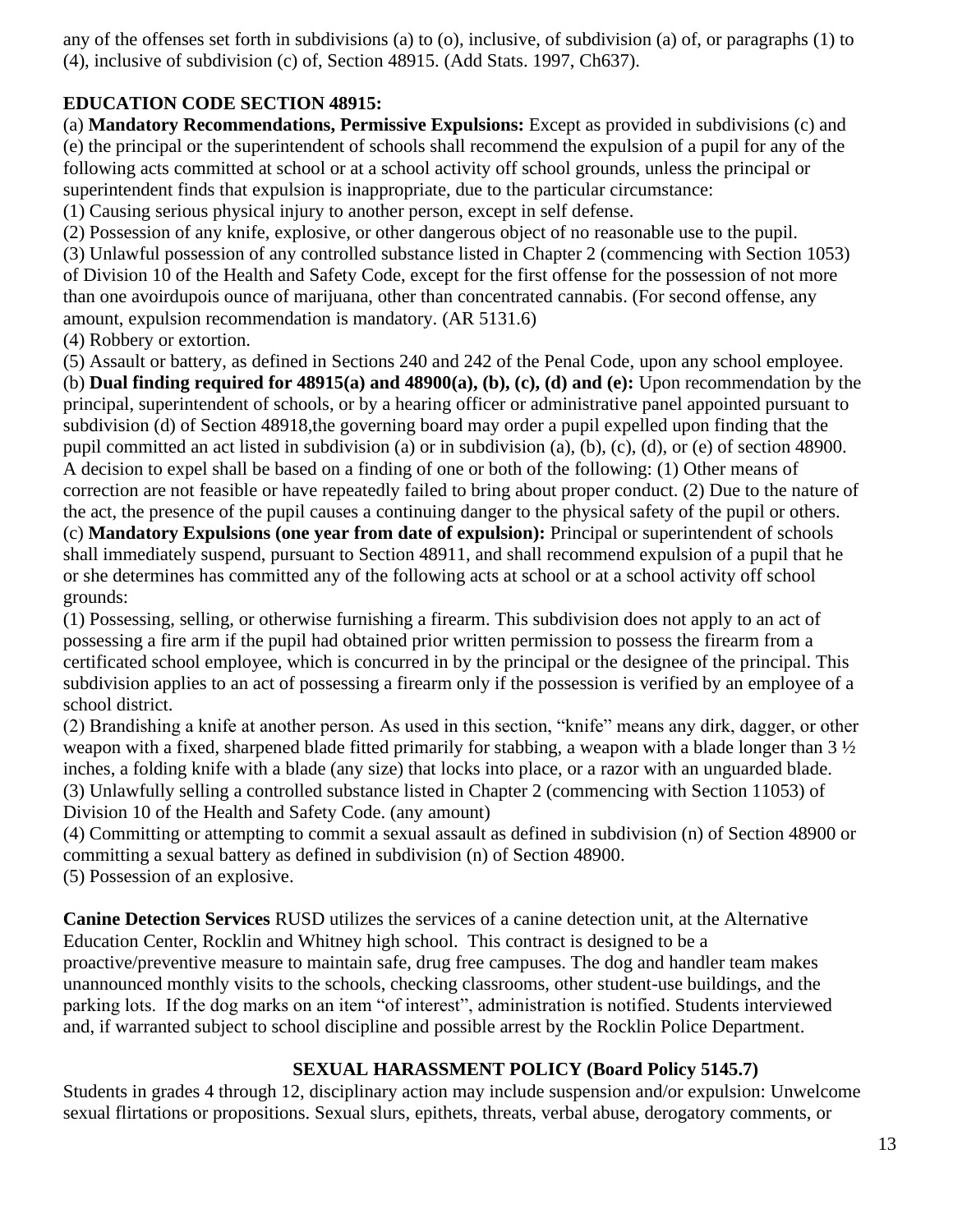any of the offenses set forth in subdivisions (a) to (o), inclusive, of subdivision (a) of, or paragraphs (1) to (4), inclusive of subdivision (c) of, Section 48915. (Add Stats. 1997, Ch637).

**EDUCATION CODE SECTION 48915:**

(a) **Mandatory Recommendations, Permissive Expulsions:** Except as provided in subdivisions (c) and (e) the principal or the superintendent of schools shall recommend the expulsion of a pupil for any of the following acts committed at school or at a school activity off school grounds, unless the principal or superintendent finds that expulsion is inappropriate, due to the particular circumstance:

(1) Causing serious physical injury to another person, except in self defense.

(2) Possession of any knife, explosive, or other dangerous object of no reasonable use to the pupil.

(3) Unlawful possession of any controlled substance listed in Chapter 2 (commencing with Section 1053) of Division 10 of the Health and Safety Code, except for the first offense for the possession of not more than one avoirdupois ounce of marijuana, other than concentrated cannabis. (For second offense, any amount, expulsion recommendation is mandatory. (AR 5131.6)

(4) Robbery or extortion.

(5) Assault or battery, as defined in Sections 240 and 242 of the Penal Code, upon any school employee.

(b) **Dual finding required for 48915(a) and 48900(a), (b), (c), (d) and (e):** Upon recommendation by the principal, superintendent of schools, or by a hearing officer or administrative panel appointed pursuant to subdivision (d) of Section 48918,the governing board may order a pupil expelled upon finding that the pupil committed an act listed in subdivision (a) or in subdivision (a), (b), (c), (d), or (e) of section 48900. A decision to expel shall be based on a finding of one or both of the following: (1) Other means of correction are not feasible or have repeatedly failed to bring about proper conduct. (2) Due to the nature of the act, the presence of the pupil causes a continuing danger to the physical safety of the pupil or others.

(c) **Mandatory Expulsions (one year from date of expulsion):** Principal or superintendent of schools shall immediately suspend, pursuant to Section 48911, and shall recommend expulsion of a pupil that he or she determines has committed any of the following acts at school or at a school activity off school grounds:

(1) Possessing, selling, or otherwise furnishing a firearm. This subdivision does not apply to an act of possessing a fire arm if the pupil had obtained prior written permission to possess the firearm from a certificated school employee, which is concurred in by the principal or the designee of the principal. This subdivision applies to an act of possessing a firearm only if the possession is verified by an employee of a school district.

(2) Brandishing a knife at another person. As used in this section, "knife" means any dirk, dagger, or other weapon with a fixed, sharpened blade fitted primarily for stabbing, a weapon with a blade longer than 3 ½ inches, a folding knife with a blade (any size) that locks into place, or a razor with an unguarded blade.

(3) Unlawfully selling a controlled substance listed in Chapter 2 (commencing with Section 11053) of Division 10 of the Health and Safety Code. (any amount)

(4) Committing or attempting to commit a sexual assault as defined in subdivision (n) of Section 48900 or committing a sexual battery as defined in subdivision (n) of Section 48900.

(5) Possession of an explosive.

**Canine Detection Services** RUSD utilizes the services of a canine detection unit, at the Alternative Education Center, Rocklin and Whitney high school. This contract is designed to be a proactive/preventive measure to maintain safe, drug free campuses. The dog and handler team makes unannounced monthly visits to the schools, checking classrooms, other student-use buildings, and the parking lots. If the dog marks on an item "of interest", administration is notified. Students interviewed and, if warranted subject to school discipline and possible arrest by the Rocklin Police Department.

**SEXUAL HARASSMENT POLICY (Board Policy 5145.7)**

Students in grades 4 through 12, disciplinary action may include suspension and/or expulsion: Unwelcome sexual flirtations or propositions. Sexual slurs, epithets, threats, verbal abuse, derogatory comments, or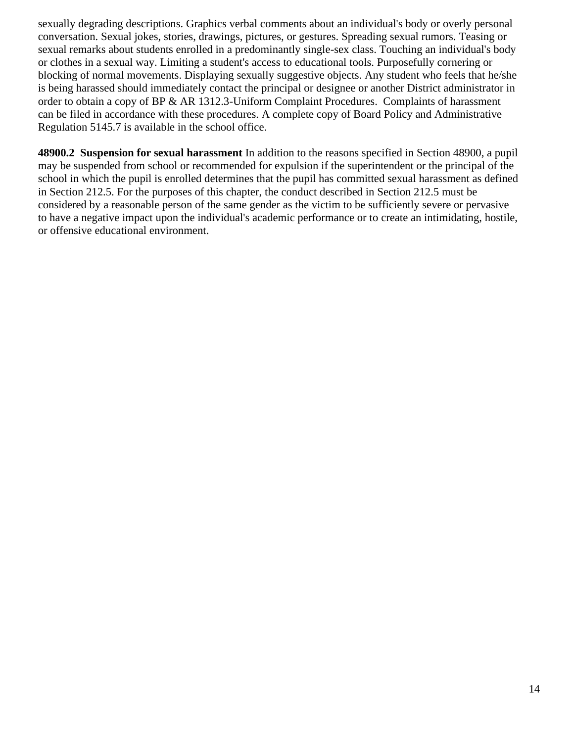sexually degrading descriptions. Graphics verbal comments about an individual's body or overly personal conversation. Sexual jokes, stories, drawings, pictures, or gestures. Spreading sexual rumors. Teasing or sexual remarks about students enrolled in a predominantly single-sex class. Touching an individual's body or clothes in a sexual way. Limiting a student's access to educational tools. Purposefully cornering or blocking of normal movements. Displaying sexually suggestive objects. Any student who feels that he/she is being harassed should immediately contact the principal or designee or another District administrator in order to obtain a copy of BP & AR 1312.3-Uniform Complaint Procedures. Complaints of harassment can be filed in accordance with these procedures. A complete copy of Board Policy and Administrative Regulation 5145.7 is available in the school office.

**48900.2 Suspension for sexual harassment** In addition to the reasons specified in Section 48900, a pupil may be suspended from school or recommended for expulsion if the superintendent or the principal of the school in which the pupil is enrolled determines that the pupil has committed sexual harassment as defined in Section 212.5. For the purposes of this chapter, the conduct described in Section 212.5 must be considered by a reasonable person of the same gender as the victim to be sufficiently severe or pervasive to have a negative impact upon the individual's academic performance or to create an intimidating, hostile, or offensive educational environment.